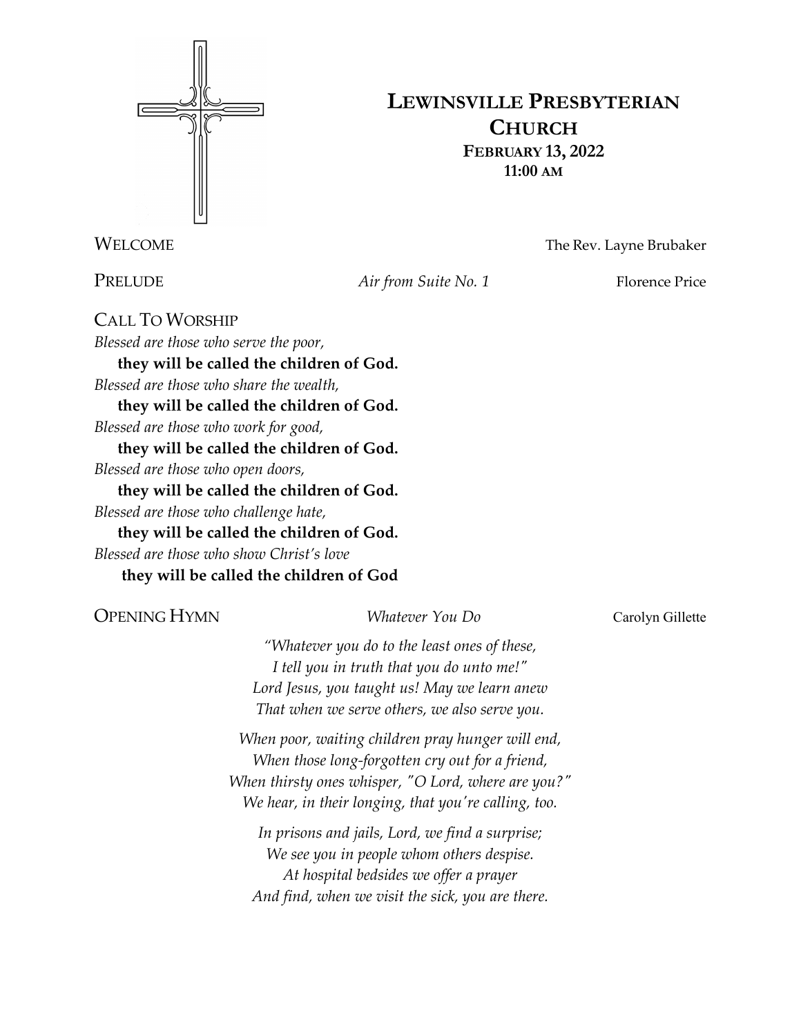# LEWINSVILLE PRESBYTERIAN CHURCH

**FEBRUARY 13, 2022**
**11:00 AM**

WELCOME The Rev. Layne Brubaker

PRELUDE *Air from Suite No. 1* Florence Price

CALL TO WORSHIP

*Blessed are those who serve the poor,*
**they will be called the children of God.**
*Blessed are those who share the wealth,*
**they will be called the children of God.**
*Blessed are those who work for good,*
**they will be called the children of God.**
*Blessed are those who open doors,*
**they will be called the children of God.**
*Blessed are those who challenge hate,*
**they will be called the children of God.**
*Blessed are those who show Christ's love*
**they will be called the children of God**

OPENING HYMN *Whatever You Do* Carolyn Gillette

*"Whatever you do to the least ones of these,*
*I tell you in truth that you do unto me!"*
*Lord Jesus, you taught us! May we learn anew*
*That when we serve others, we also serve you.*

*When poor, waiting children pray hunger will end,*
*When those long-forgotten cry out for a friend,*
*When thirsty ones whisper, "O Lord, where are you?"*
*We hear, in their longing, that you're calling, too.*

*In prisons and jails, Lord, we find a surprise;*
*We see you in people whom others despise.*
*At hospital bedsides we offer a prayer*
*And find, when we visit the sick, you are there.*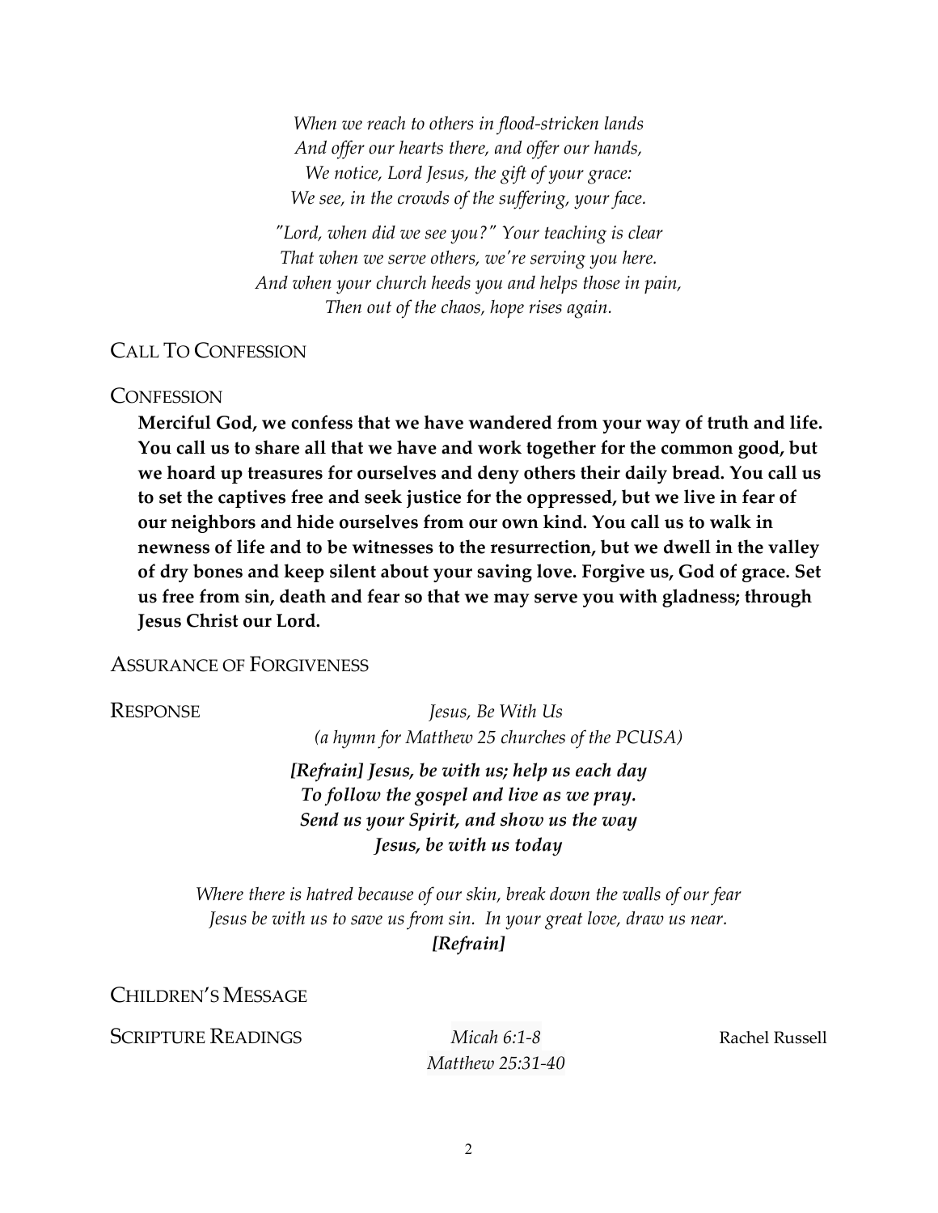*When we reach to others in flood-stricken lands*
*And offer our hearts there, and offer our hands,*
*We notice, Lord Jesus, the gift of your grace:*
*We see, in the crowds of the suffering, your face.*

*"Lord, when did we see you?" Your teaching is clear*
*That when we serve others, we're serving you here.*
*And when your church heeds you and helps those in pain,*
*Then out of the chaos, hope rises again.*

## CALL TO CONFESSION

## CONFESSION

**Merciful God, we confess that we have wandered from your way of truth and life. You call us to share all that we have and work together for the common good, but we hoard up treasures for ourselves and deny others their daily bread. You call us to set the captives free and seek justice for the oppressed, but we live in fear of our neighbors and hide ourselves from our own kind. You call us to walk in newness of life and to be witnesses to the resurrection, but we dwell in the valley of dry bones and keep silent about your saving love. Forgive us, God of grace. Set us free from sin, death and fear so that we may serve you with gladness; through Jesus Christ our Lord.**

## ASSURANCE OF FORGIVENESS

## RESPONSE

*Jesus, Be With Us*
*(a hymn for Matthew 25 churches of the PCUSA)*

***[Refrain] Jesus, be with us; help us each day***
***To follow the gospel and live as we pray.***
***Send us your Spirit, and show us the way***
***Jesus, be with us today***

*Where there is hatred because of our skin, break down the walls of our fear*
*Jesus be with us to save us from sin. In your great love, draw us near.*
***[Refrain]***

## CHILDREN'S MESSAGE

## SCRIPTURE READINGS

*Micah 6:1-8* — Rachel Russell
*Matthew 25:31-40*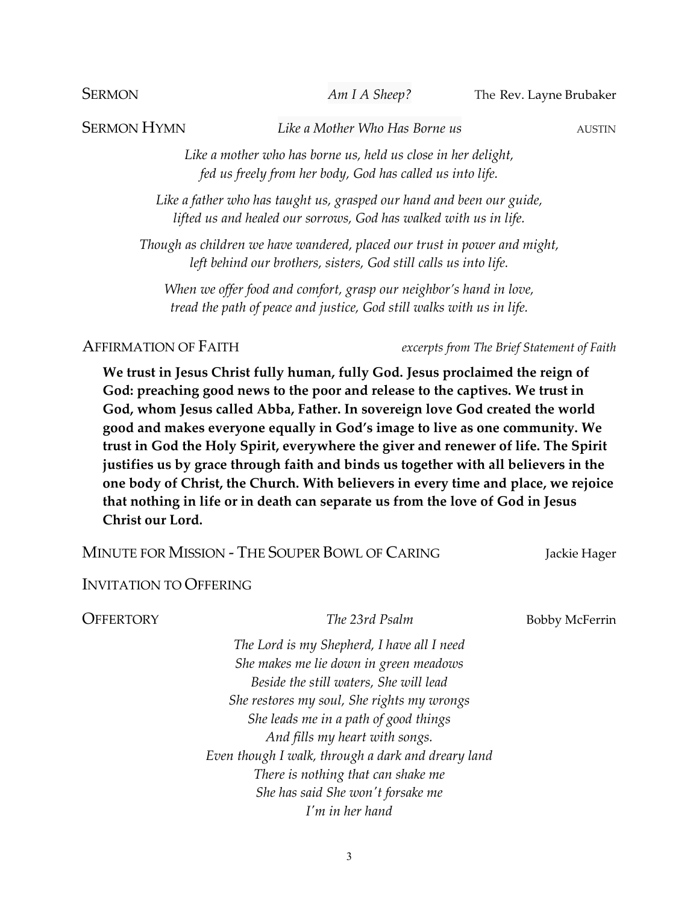SERMON *Am I A Sheep?* The Rev. Layne Brubaker

SERMON HYMN *Like a Mother Who Has Borne us* AUSTIN

*Like a mother who has borne us, held us close in her delight,*
*fed us freely from her body, God has called us into life.*

*Like a father who has taught us, grasped our hand and been our guide,*
*lifted us and healed our sorrows, God has walked with us in life.*

*Though as children we have wandered, placed our trust in power and might,*
*left behind our brothers, sisters, God still calls us into life.*

*When we offer food and comfort, grasp our neighbor's hand in love,*
*tread the path of peace and justice, God still walks with us in life.*

AFFIRMATION OF FAITH *excerpts from The Brief Statement of Faith*

**We trust in Jesus Christ fully human, fully God. Jesus proclaimed the reign of God: preaching good news to the poor and release to the captives. We trust in God, whom Jesus called Abba, Father. In sovereign love God created the world good and makes everyone equally in God's image to live as one community. We trust in God the Holy Spirit, everywhere the giver and renewer of life. The Spirit justifies us by grace through faith and binds us together with all believers in the one body of Christ, the Church. With believers in every time and place, we rejoice that nothing in life or in death can separate us from the love of God in Jesus Christ our Lord.**

MINUTE FOR MISSION - THE SOUPER BOWL OF CARING Jackie Hager

INVITATION TO OFFERING

OFFERTORY *The 23rd Psalm* Bobby McFerrin

*The Lord is my Shepherd, I have all I need*
*She makes me lie down in green meadows*
*Beside the still waters, She will lead*
*She restores my soul, She rights my wrongs*
*She leads me in a path of good things*
*And fills my heart with songs.*
*Even though I walk, through a dark and dreary land*
*There is nothing that can shake me*
*She has said She won't forsake me*
*I'm in her hand*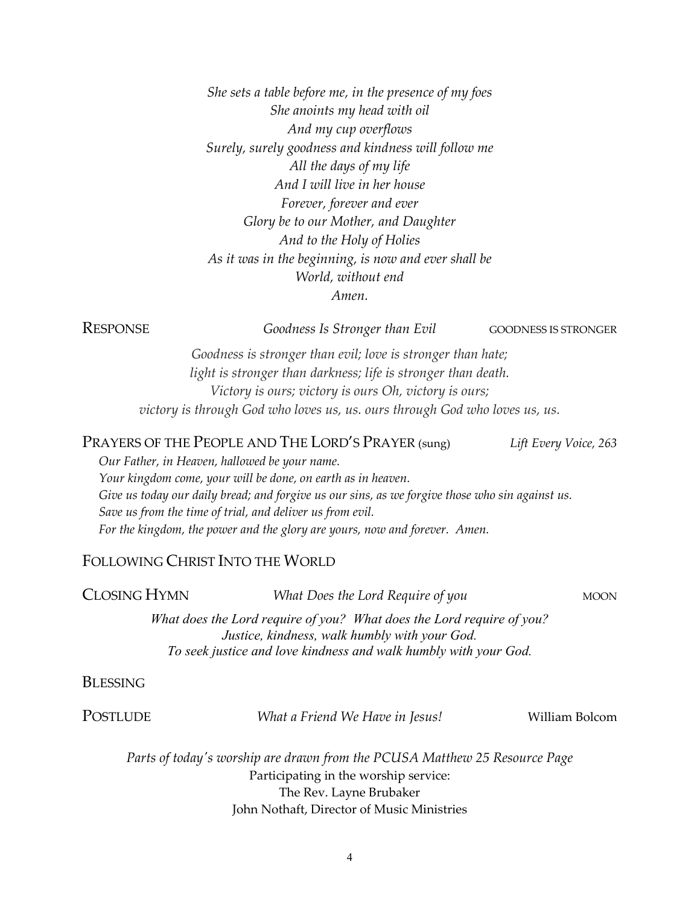*She sets a table before me, in the presence of my foes*
*She anoints my head with oil*
*And my cup overflows*
*Surely, surely goodness and kindness will follow me*
*All the days of my life*
*And I will live in her house*
*Forever, forever and ever*
*Glory be to our Mother, and Daughter*
*And to the Holy of Holies*
*As it was in the beginning, is now and ever shall be*
*World, without end*
*Amen.*

RESPONSE *Goodness Is Stronger than Evil* GOODNESS IS STRONGER

*Goodness is stronger than evil; love is stronger than hate;*
*light is stronger than darkness; life is stronger than death.*
*Victory is ours; victory is ours Oh, victory is ours;*
*victory is through God who loves us, us. ours through God who loves us, us.*

PRAYERS OF THE PEOPLE AND THE LORD'S PRAYER (sung) *Lift Every Voice, 263*

*Our Father, in Heaven, hallowed be your name.*
*Your kingdom come, your will be done, on earth as in heaven.*
*Give us today our daily bread; and forgive us our sins, as we forgive those who sin against us.*
*Save us from the time of trial, and deliver us from evil.*
*For the kingdom, the power and the glory are yours, now and forever. Amen.*

## FOLLOWING CHRIST INTO THE WORLD

CLOSING HYMN *What Does the Lord Require of you* MOON

*What does the Lord require of you? What does the Lord require of you?*
*Justice, kindness, walk humbly with your God.*
*To seek justice and love kindness and walk humbly with your God.*

BLESSING

POSTLUDE *What a Friend We Have in Jesus!* William Bolcom

*Parts of today's worship are drawn from the PCUSA Matthew 25 Resource Page*
Participating in the worship service:
The Rev. Layne Brubaker
John Nothaft, Director of Music Ministries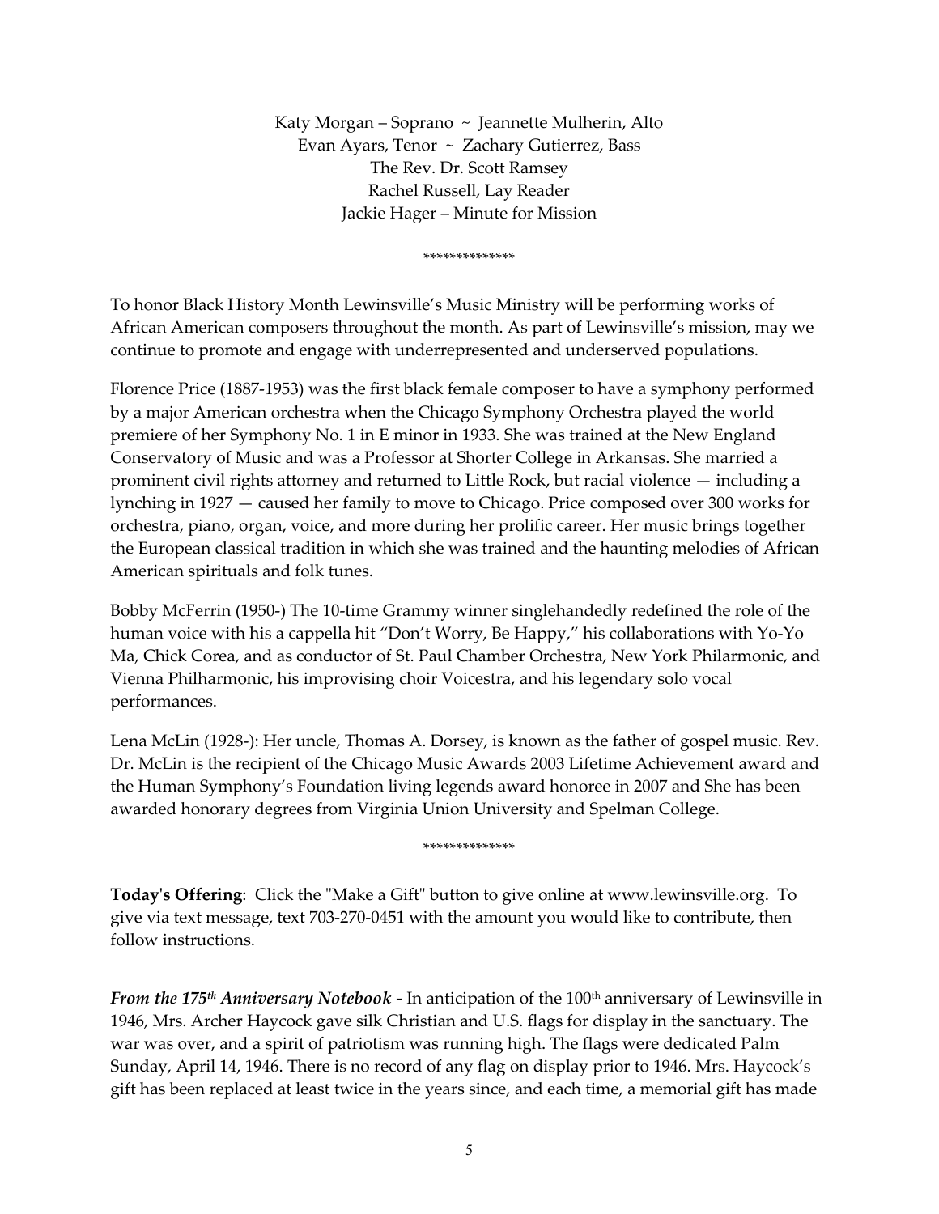Katy Morgan – Soprano ~ Jeannette Mulherin, Alto
Evan Ayars, Tenor ~ Zachary Gutierrez, Bass
The Rev. Dr. Scott Ramsey
Rachel Russell, Lay Reader
Jackie Hager – Minute for Mission

*************

To honor Black History Month Lewinsville's Music Ministry will be performing works of African American composers throughout the month. As part of Lewinsville's mission, may we continue to promote and engage with underrepresented and underserved populations.

Florence Price (1887-1953) was the first black female composer to have a symphony performed by a major American orchestra when the Chicago Symphony Orchestra played the world premiere of her Symphony No. 1 in E minor in 1933. She was trained at the New England Conservatory of Music and was a Professor at Shorter College in Arkansas. She married a prominent civil rights attorney and returned to Little Rock, but racial violence — including a lynching in 1927 — caused her family to move to Chicago. Price composed over 300 works for orchestra, piano, organ, voice, and more during her prolific career. Her music brings together the European classical tradition in which she was trained and the haunting melodies of African American spirituals and folk tunes.

Bobby McFerrin (1950-) The 10-time Grammy winner singlehandedly redefined the role of the human voice with his a cappella hit "Don't Worry, Be Happy," his collaborations with Yo-Yo Ma, Chick Corea, and as conductor of St. Paul Chamber Orchestra, New York Philharmonic, and Vienna Philharmonic, his improvising choir Voicestra, and his legendary solo vocal performances.

Lena McLin (1928-): Her uncle, Thomas A. Dorsey, is known as the father of gospel music. Rev. Dr. McLin is the recipient of the Chicago Music Awards 2003 Lifetime Achievement award and the Human Symphony's Foundation living legends award honoree in 2007 and She has been awarded honorary degrees from Virginia Union University and Spelman College.

*************

**Today's Offering**: Click the "Make a Gift" button to give online at www.lewinsville.org. To give via text message, text 703-270-0451 with the amount you would like to contribute, then follow instructions.

***From the 175th Anniversary Notebook -*** In anticipation of the 100th anniversary of Lewinsville in 1946, Mrs. Archer Haycock gave silk Christian and U.S. flags for display in the sanctuary. The war was over, and a spirit of patriotism was running high. The flags were dedicated Palm Sunday, April 14, 1946. There is no record of any flag on display prior to 1946. Mrs. Haycock's gift has been replaced at least twice in the years since, and each time, a memorial gift has made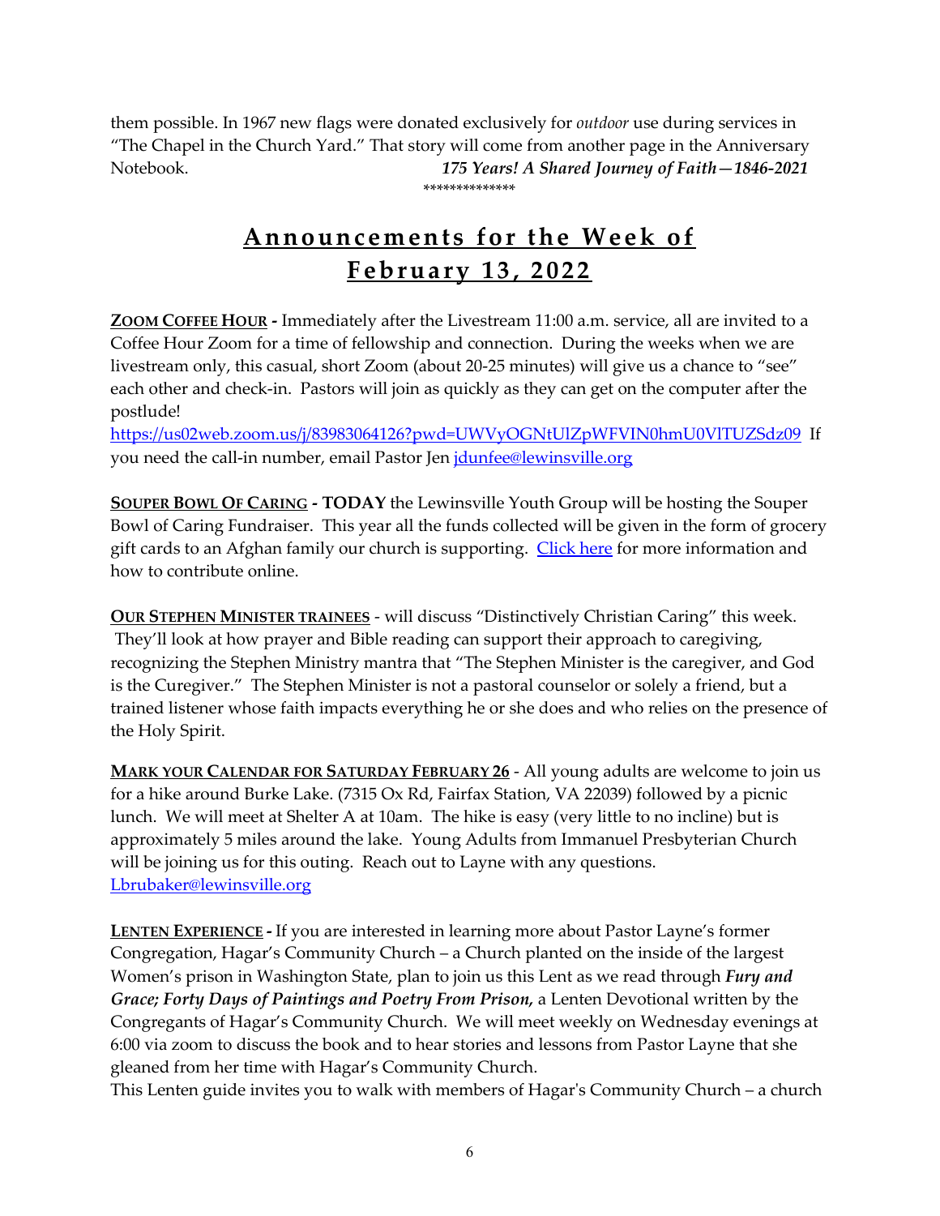them possible. In 1967 new flags were donated exclusively for *outdoor* use during services in "The Chapel in the Church Yard." That story will come from another page in the Anniversary Notebook. ***175 Years! A Shared Journey of Faith—1846-2021***

**************

# Announcements for the Week of February 13, 2022

**ZOOM COFFEE HOUR -** Immediately after the Livestream 11:00 a.m. service, all are invited to a Coffee Hour Zoom for a time of fellowship and connection. During the weeks when we are livestream only, this casual, short Zoom (about 20-25 minutes) will give us a chance to "see" each other and check-in. Pastors will join as quickly as they can get on the computer after the postlude!
https://us02web.zoom.us/j/83983064126?pwd=UWVyOGNtUlZpWFVIN0hmU0VlTUZSdz09 If you need the call-in number, email Pastor Jen jdunfee@lewinsville.org

**SOUPER BOWL OF CARING - TODAY** the Lewinsville Youth Group will be hosting the Souper Bowl of Caring Fundraiser. This year all the funds collected will be given in the form of grocery gift cards to an Afghan family our church is supporting. Click here for more information and how to contribute online.

**OUR STEPHEN MINISTER TRAINEES** - will discuss "Distinctively Christian Caring" this week. They'll look at how prayer and Bible reading can support their approach to caregiving, recognizing the Stephen Ministry mantra that "The Stephen Minister is the caregiver, and God is the Curegiver." The Stephen Minister is not a pastoral counselor or solely a friend, but a trained listener whose faith impacts everything he or she does and who relies on the presence of the Holy Spirit.

**MARK YOUR CALENDAR FOR SATURDAY FEBRUARY 26** - All young adults are welcome to join us for a hike around Burke Lake. (7315 Ox Rd, Fairfax Station, VA 22039) followed by a picnic lunch. We will meet at Shelter A at 10am. The hike is easy (very little to no incline) but is approximately 5 miles around the lake. Young Adults from Immanuel Presbyterian Church will be joining us for this outing. Reach out to Layne with any questions. Lbrubaker@lewinsville.org

**LENTEN EXPERIENCE -** If you are interested in learning more about Pastor Layne's former Congregation, Hagar's Community Church – a Church planted on the inside of the largest Women's prison in Washington State, plan to join us this Lent as we read through ***Fury and Grace; Forty Days of Paintings and Poetry From Prison,*** a Lenten Devotional written by the Congregants of Hagar's Community Church. We will meet weekly on Wednesday evenings at 6:00 via zoom to discuss the book and to hear stories and lessons from Pastor Layne that she gleaned from her time with Hagar's Community Church.
This Lenten guide invites you to walk with members of Hagar's Community Church – a church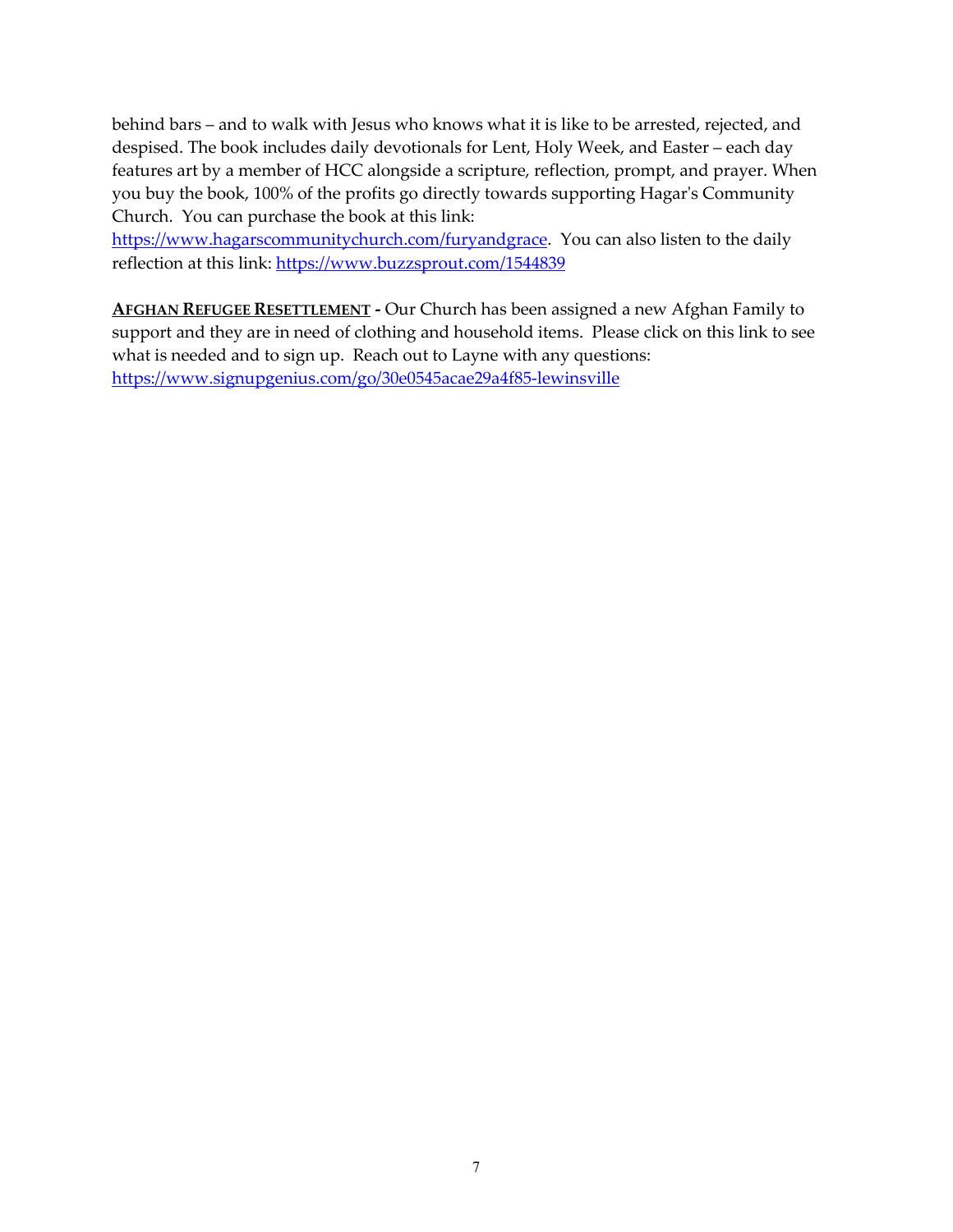behind bars – and to walk with Jesus who knows what it is like to be arrested, rejected, and despised. The book includes daily devotionals for Lent, Holy Week, and Easter – each day features art by a member of HCC alongside a scripture, reflection, prompt, and prayer. When you buy the book, 100% of the profits go directly towards supporting Hagar's Community Church. You can purchase the book at this link: https://www.hagarscommunitychurch.com/furyandgrace. You can also listen to the daily reflection at this link: https://www.buzzsprout.com/1544839

**AFGHAN REFUGEE RESETTLEMENT -** Our Church has been assigned a new Afghan Family to support and they are in need of clothing and household items. Please click on this link to see what is needed and to sign up. Reach out to Layne with any questions: https://www.signupgenius.com/go/30e0545acae29a4f85-lewinsville